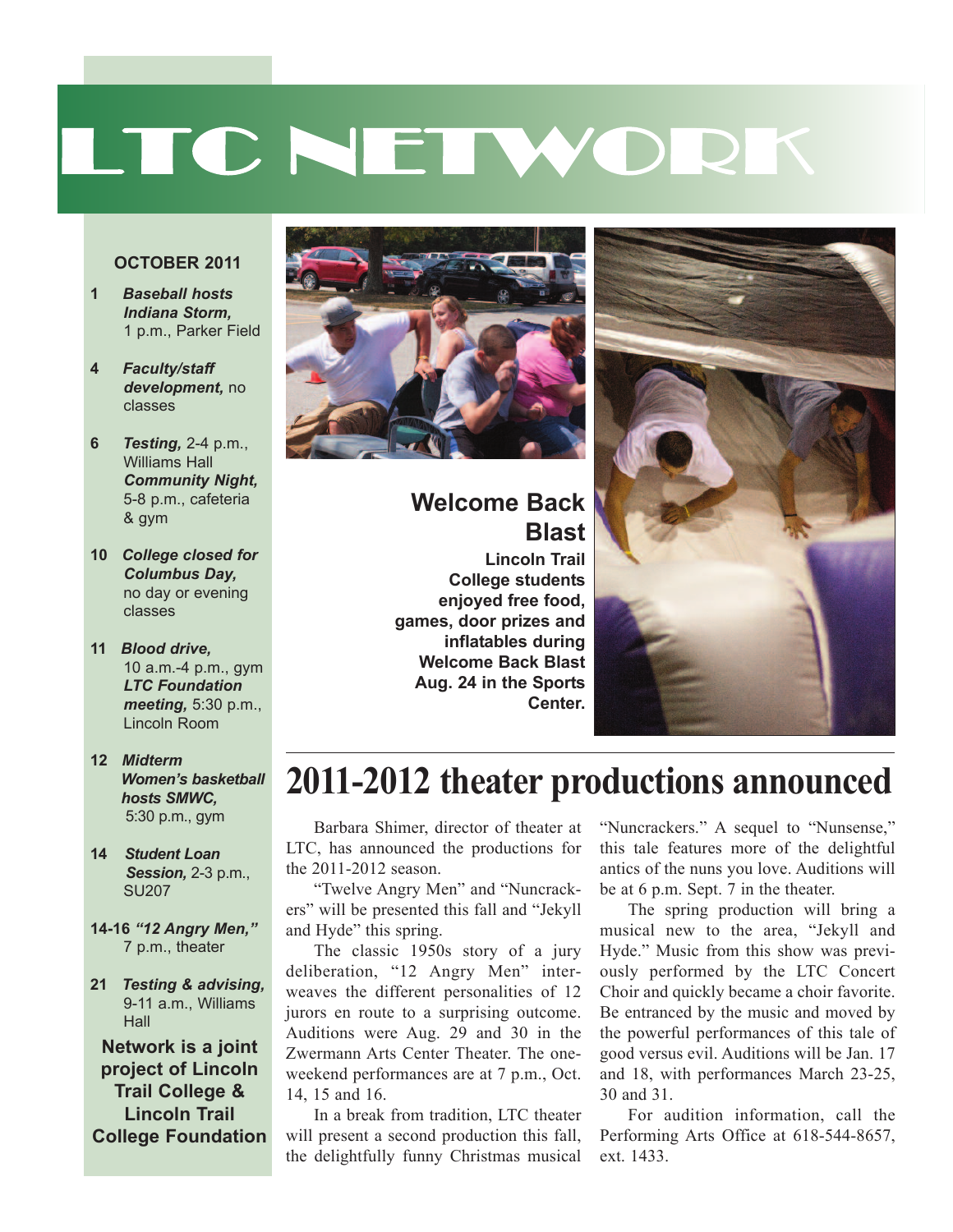# LTC NETWORK

**OCTOBER 2011**

- **1** ***Baseball hosts Indiana Storm,*** 1 p.m., Parker Field
- **4** ***Faculty/staff development,*** no classes
- **6** ***Testing,*** 2-4 p.m., Williams Hall ***Community Night,*** 5-8 p.m., cafeteria & gym
- **10** ***College closed for Columbus Day,*** no day or evening classes
- **11** ***Blood drive,*** 10 a.m.-4 p.m., gym ***LTC Foundation meeting,*** 5:30 p.m., Lincoln Room
- **12** ***Midterm*** ***Women's basketball hosts SMWC,*** 5:30 p.m., gym
- **14** ***Student Loan Session,*** 2-3 p.m., SU207
- **14-16** ***"12 Angry Men,"*** 7 p.m., theater
- **21** ***Testing & advising,*** 9-11 a.m., Williams Hall

**Network is a joint project of Lincoln Trail College & Lincoln Trail College Foundation**

## Welcome Back Blast

**Lincoln Trail College students enjoyed free food, games, door prizes and inflatables during Welcome Back Blast Aug. 24 in the Sports Center.**

# 2011-2012 theater productions announced

Barbara Shimer, director of theater at LTC, has announced the productions for the 2011-2012 season.

"Twelve Angry Men" and "Nuncrackers" will be presented this fall and "Jekyll and Hyde" this spring.

The classic 1950s story of a jury deliberation, "12 Angry Men" interweaves the different personalities of 12 jurors en route to a surprising outcome. Auditions were Aug. 29 and 30 in the Zwermann Arts Center Theater. The one-weekend performances are at 7 p.m., Oct. 14, 15 and 16.

In a break from tradition, LTC theater will present a second production this fall, the delightfully funny Christmas musical "Nuncrackers." A sequel to "Nunsense," this tale features more of the delightful antics of the nuns you love. Auditions will be at 6 p.m. Sept. 7 in the theater.

The spring production will bring a musical new to the area, "Jekyll and Hyde." Music from this show was previously performed by the LTC Concert Choir and quickly became a choir favorite. Be entranced by the music and moved by the powerful performances of this tale of good versus evil. Auditions will be Jan. 17 and 18, with performances March 23-25, 30 and 31.

For audition information, call the Performing Arts Office at 618-544-8657, ext. 1433.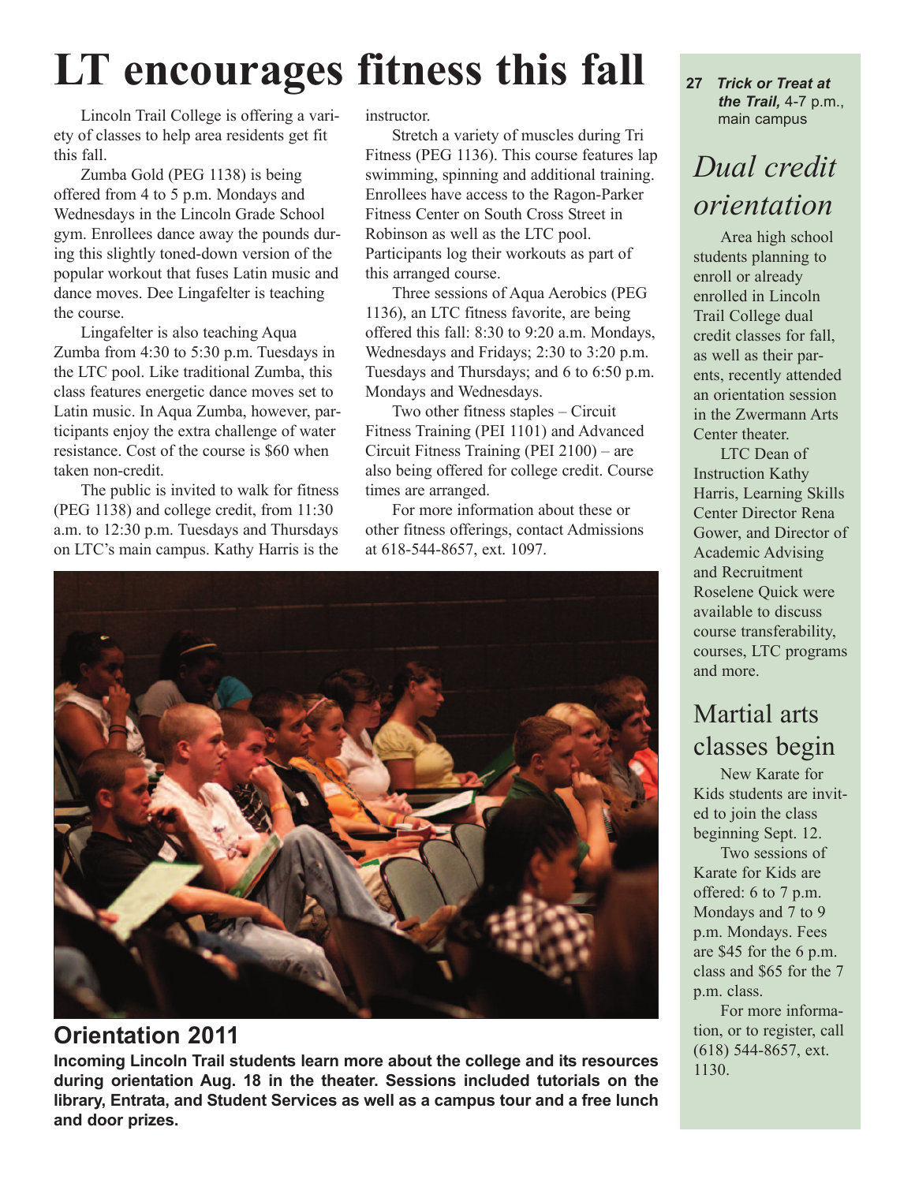# LT encourages fitness this fall

Lincoln Trail College is offering a variety of classes to help area residents get fit this fall.

Zumba Gold (PEG 1138) is being offered from 4 to 5 p.m. Mondays and Wednesdays in the Lincoln Grade School gym. Enrollees dance away the pounds during this slightly toned-down version of the popular workout that fuses Latin music and dance moves. Dee Lingafelter is teaching the course.

Lingafelter is also teaching Aqua Zumba from 4:30 to 5:30 p.m. Tuesdays in the LTC pool. Like traditional Zumba, this class features energetic dance moves set to Latin music. In Aqua Zumba, however, participants enjoy the extra challenge of water resistance. Cost of the course is $60 when taken non-credit.

The public is invited to walk for fitness (PEG 1138) and college credit, from 11:30 a.m. to 12:30 p.m. Tuesdays and Thursdays on LTC's main campus. Kathy Harris is the instructor.

Stretch a variety of muscles during Tri Fitness (PEG 1136). This course features lap swimming, spinning and additional training. Enrollees have access to the Ragon-Parker Fitness Center on South Cross Street in Robinson as well as the LTC pool. Participants log their workouts as part of this arranged course.

Three sessions of Aqua Aerobics (PEG 1136), an LTC fitness favorite, are being offered this fall: 8:30 to 9:20 a.m. Mondays, Wednesdays and Fridays; 2:30 to 3:20 p.m. Tuesdays and Thursdays; and 6 to 6:50 p.m. Mondays and Wednesdays.

Two other fitness staples – Circuit Fitness Training (PEI 1101) and Advanced Circuit Fitness Training (PEI 2100) – are also being offered for college credit. Course times are arranged.

For more information about these or other fitness offerings, contact Admissions at 618-544-8657, ext. 1097.

## Orientation 2011

**Incoming Lincoln Trail students learn more about the college and its resources during orientation Aug. 18 in the theater. Sessions included tutorials on the library, Entrata, and Student Services as well as a campus tour and a free lunch and door prizes.**

**27** ***Trick or Treat at the Trail,*** 4-7 p.m., main campus

## *Dual credit orientation*

Area high school students planning to enroll or already enrolled in Lincoln Trail College dual credit classes for fall, as well as their parents, recently attended an orientation session in the Zwermann Arts Center theater.

LTC Dean of Instruction Kathy Harris, Learning Skills Center Director Rena Gower, and Director of Academic Advising and Recruitment Roselene Quick were available to discuss course transferability, courses, LTC programs and more.

## Martial arts classes begin

New Karate for Kids students are invited to join the class beginning Sept. 12.

Two sessions of Karate for Kids are offered: 6 to 7 p.m. Mondays and 7 to 9 p.m. Mondays. Fees are $45 for the 6 p.m. class and $65 for the 7 p.m. class.

For more information, or to register, call (618) 544-8657, ext. 1130.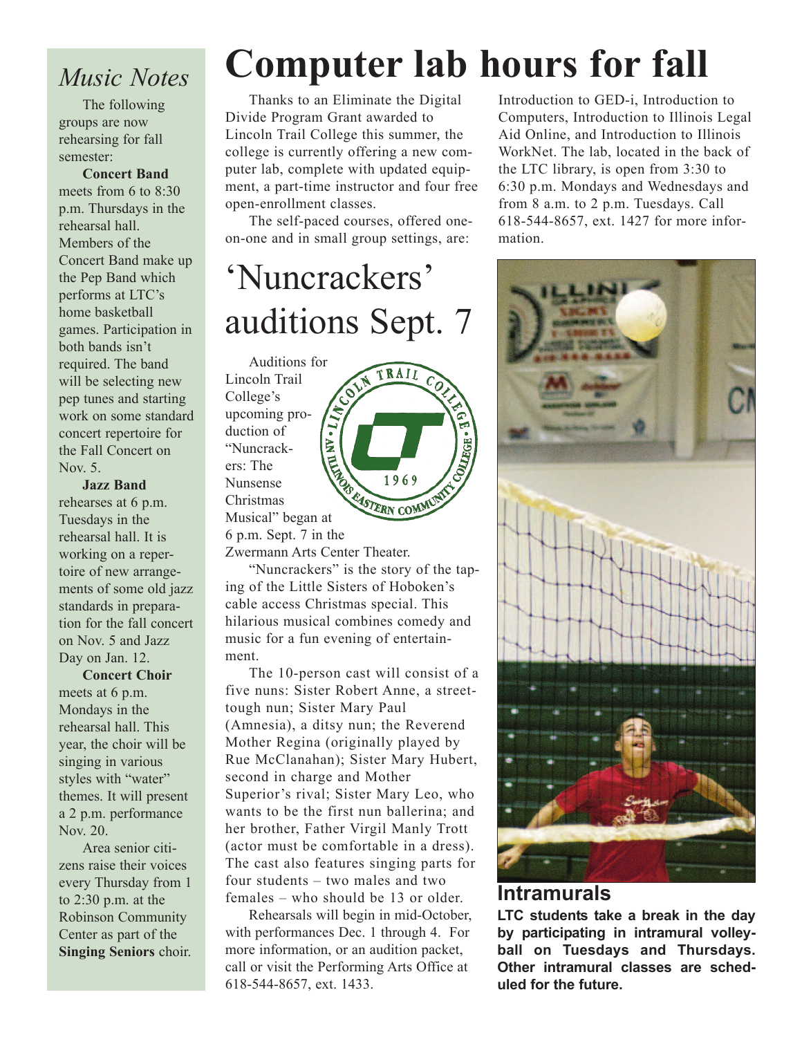## *Music Notes*

The following groups are now rehearsing for fall semester:

**Concert Band** meets from 6 to 8:30 p.m. Thursdays in the rehearsal hall. Members of the Concert Band make up the Pep Band which performs at LTC's home basketball games. Participation in both bands isn't required. The band will be selecting new pep tunes and starting work on some standard concert repertoire for the Fall Concert on Nov. 5.

**Jazz Band** rehearses at 6 p.m. Tuesdays in the rehearsal hall. It is working on a repertoire of new arrangements of some old jazz standards in preparation for the fall concert on Nov. 5 and Jazz Day on Jan. 12.

**Concert Choir** meets at 6 p.m. Mondays in the rehearsal hall. This year, the choir will be singing in various styles with "water" themes. It will present a 2 p.m. performance Nov. 20.

Area senior citizens raise their voices every Thursday from 1 to 2:30 p.m. at the Robinson Community Center as part of the **Singing Seniors** choir.

# Computer lab hours for fall

Thanks to an Eliminate the Digital Divide Program Grant awarded to Lincoln Trail College this summer, the college is currently offering a new computer lab, complete with updated equipment, a part-time instructor and four free open-enrollment classes.

The self-paced courses, offered one-on-one and in small group settings, are: Introduction to GED-i, Introduction to Computers, Introduction to Illinois Legal Aid Online, and Introduction to Illinois WorkNet. The lab, located in the back of the LTC library, is open from 3:30 to 6:30 p.m. Mondays and Wednesdays and from 8 a.m. to 2 p.m. Tuesdays. Call 618-544-8657, ext. 1427 for more information.

# 'Nuncrackers' auditions Sept. 7

Auditions for Lincoln Trail College's upcoming production of "Nuncrackers: The Nunsense Christmas Musical" began at 6 p.m. Sept. 7 in the Zwermann Arts Center Theater.

"Nuncrackers" is the story of the taping of the Little Sisters of Hoboken's cable access Christmas special. This hilarious musical combines comedy and music for a fun evening of entertainment.

The 10-person cast will consist of a five nuns: Sister Robert Anne, a street-tough nun; Sister Mary Paul (Amnesia), a ditsy nun; the Reverend Mother Regina (originally played by Rue McClanahan); Sister Mary Hubert, second in charge and Mother Superior's rival; Sister Mary Leo, who wants to be the first nun ballerina; and her brother, Father Virgil Manly Trott (actor must be comfortable in a dress). The cast also features singing parts for four students – two males and two females – who should be 13 or older.

Rehearsals will begin in mid-October, with performances Dec. 1 through 4. For more information, or an audition packet, call or visit the Performing Arts Office at 618-544-8657, ext. 1433.

**Intramurals**

**LTC students take a break in the day by participating in intramural volleyball on Tuesdays and Thursdays. Other intramural classes are scheduled for the future.**